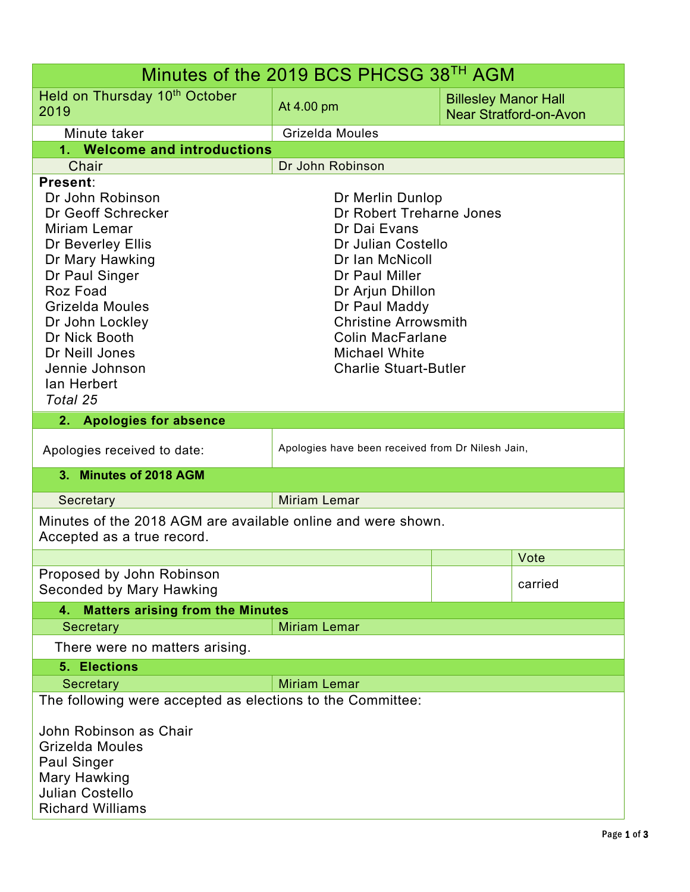# Minutes of the 2019 BCS PHCSG 38TH AGM

| Held on Thursday 10th October 2019 | At 4.00 pm | Billesley Manor Hall Near Stratford-on-Avon |
|---|---|---|
| Minute taker | Grizelda Moules | |

## 1. Welcome and introductions

| Chair | Dr John Robinson |
|---|---|

**Present**:

- Dr John Robinson
- Dr Geoff Schrecker
- Miriam Lemar
- Dr Beverley Ellis
- Dr Mary Hawking
- Dr Paul Singer
- Roz Foad
- Grizelda Moules
- Dr John Lockley
- Dr Nick Booth
- Dr Neill Jones
- Jennie Johnson
- Ian Herbert
- Dr Merlin Dunlop
- Dr Robert Treharne Jones
- Dr Dai Evans
- Dr Julian Costello
- Dr Ian McNicoll
- Dr Paul Miller
- Dr Arjun Dhillon
- Dr Paul Maddy
- Christine Arrowsmith
- Colin MacFarlane
- Michael White
- Charlie Stuart-Butler

*Total 25*

## 2. Apologies for absence

| Apologies received to date: | Apologies have been received from Dr Nilesh Jain, |
|---|---|

## 3. Minutes of 2018 AGM

| Secretary | Miriam Lemar |
|---|---|

Minutes of the 2018 AGM are available online and were shown.
Accepted as a true record.

| | | Vote |
|---|---|---|
| Proposed by John Robinson<br>Seconded by Mary Hawking | | carried |

## 4. Matters arising from the Minutes

| Secretary | Miriam Lemar |
|---|---|

There were no matters arising.

## 5. Elections

| Secretary | Miriam Lemar |
|---|---|

The following were accepted as elections to the Committee:

John Robinson as Chair
Grizelda Moules
Paul Singer
Mary Hawking
Julian Costello
Richard Williams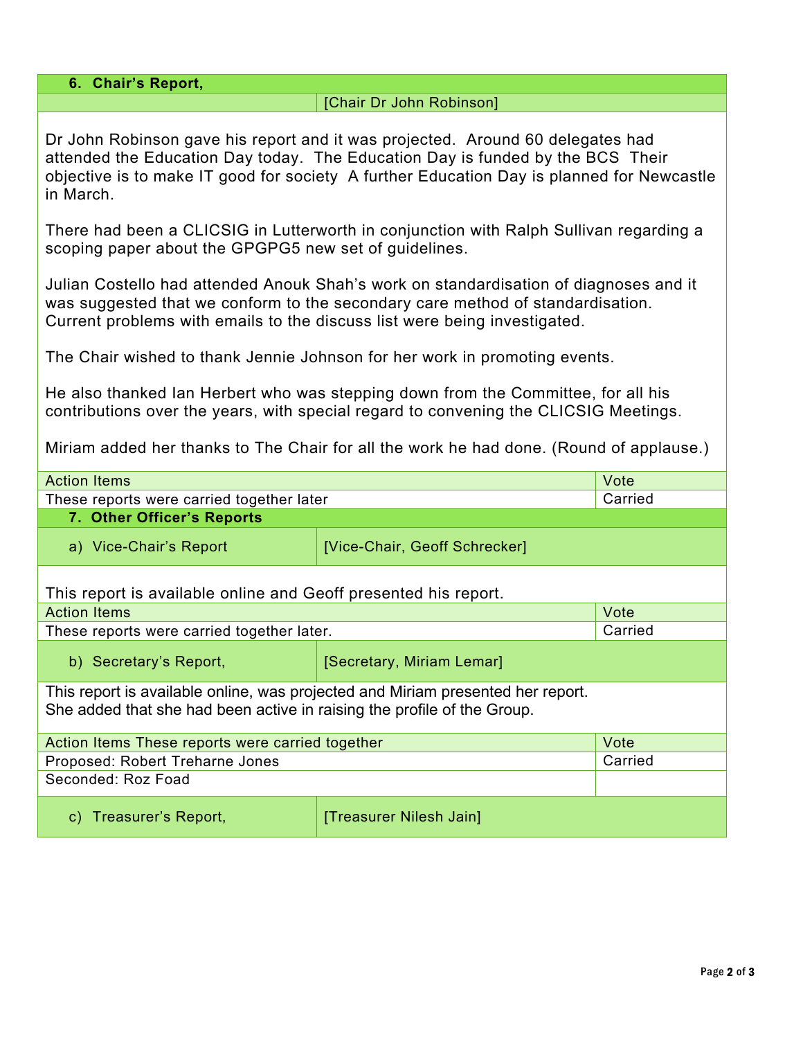## 6. Chair's Report,

[Chair Dr John Robinson]

Dr John Robinson gave his report and it was projected. Around 60 delegates had attended the Education Day today. The Education Day is funded by the BCS Their objective is to make IT good for society A further Education Day is planned for Newcastle in March.

There had been a CLICSIG in Lutterworth in conjunction with Ralph Sullivan regarding a scoping paper about the GPGPG5 new set of guidelines.

Julian Costello had attended Anouk Shah's work on standardisation of diagnoses and it was suggested that we conform to the secondary care method of standardisation. Current problems with emails to the discuss list were being investigated.

The Chair wished to thank Jennie Johnson for her work in promoting events.

He also thanked Ian Herbert who was stepping down from the Committee, for all his contributions over the years, with special regard to convening the CLICSIG Meetings.

Miriam added her thanks to The Chair for all the work he had done. (Round of applause.)

| Action Items | Vote |
|---|---|
| These reports were carried together later | Carried |

## 7. Other Officer's Reports

### a) Vice-Chair's Report

[Vice-Chair, Geoff Schrecker]

This report is available online and Geoff presented his report.

| Action Items | Vote |
|---|---|
| These reports were carried together later. | Carried |

### b) Secretary's Report,

[Secretary, Miriam Lemar]

This report is available online, was projected and Miriam presented her report.
She added that she had been active in raising the profile of the Group.

| Action Items These reports were carried together | Vote |
|---|---|
| Proposed: Robert Treharne Jones | Carried |
| Seconded: Roz Foad | |

### c) Treasurer's Report,

[Treasurer Nilesh Jain]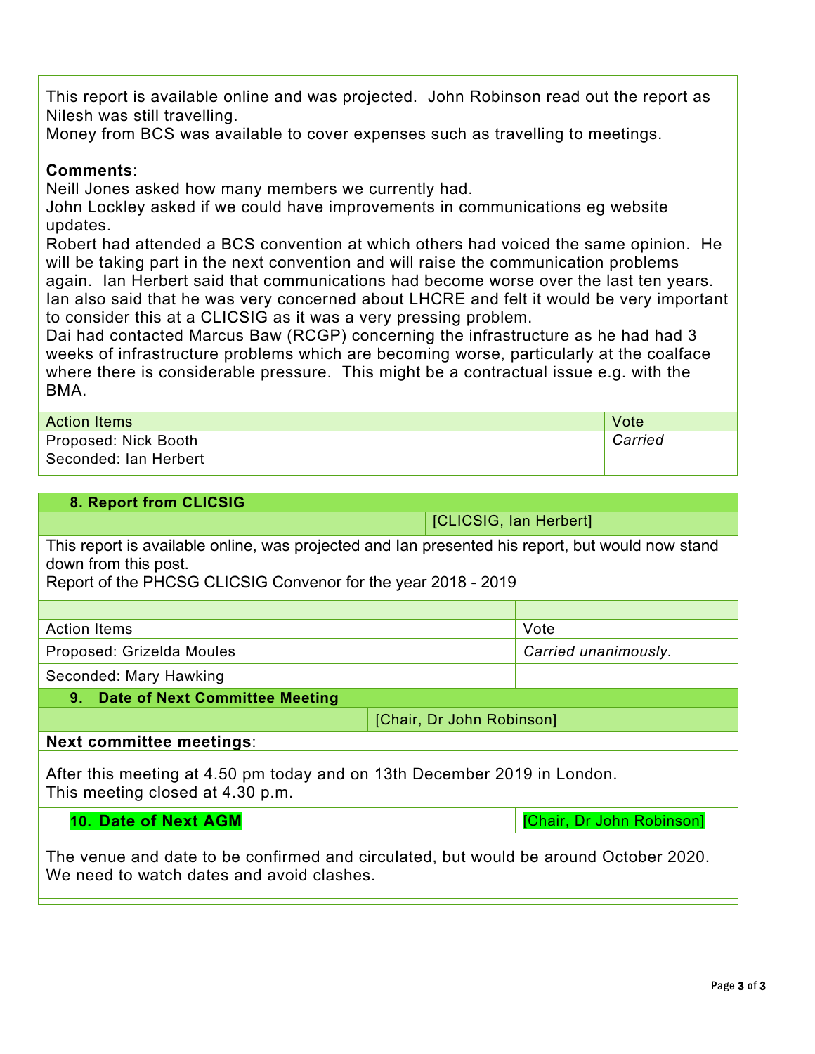This report is available online and was projected. John Robinson read out the report as Nilesh was still travelling.
Money from BCS was available to cover expenses such as travelling to meetings.

**Comments**:
Neill Jones asked how many members we currently had.
John Lockley asked if we could have improvements in communications eg website updates.
Robert had attended a BCS convention at which others had voiced the same opinion. He will be taking part in the next convention and will raise the communication problems again. Ian Herbert said that communications had become worse over the last ten years. Ian also said that he was very concerned about LHCRE and felt it would be very important to consider this at a CLICSIG as it was a very pressing problem.
Dai had contacted Marcus Baw (RCGP) concerning the infrastructure as he had had 3 weeks of infrastructure problems which are becoming worse, particularly at the coalface where there is considerable pressure. This might be a contractual issue e.g. with the BMA.

| Action Items | Vote |
|---|---|
| Proposed: Nick Booth | *Carried* |
| Seconded: Ian Herbert | |

## 8. Report from CLICSIG

[CLICSIG, Ian Herbert]

This report is available online, was projected and Ian presented his report, but would now stand down from this post.
Report of the PHCSG CLICSIG Convenor for the year 2018 - 2019

| Action Items | Vote |
|---|---|
| Proposed: Grizelda Moules | *Carried unanimously.* |
| Seconded: Mary Hawking | |

## 9. Date of Next Committee Meeting

[Chair, Dr John Robinson]

**Next committee meetings**:

After this meeting at 4.50 pm today and on 13th December 2019 in London.
This meeting closed at 4.30 p.m.

## 10. Date of Next AGM

[Chair, Dr John Robinson]

The venue and date to be confirmed and circulated, but would be around October 2020. We need to watch dates and avoid clashes.